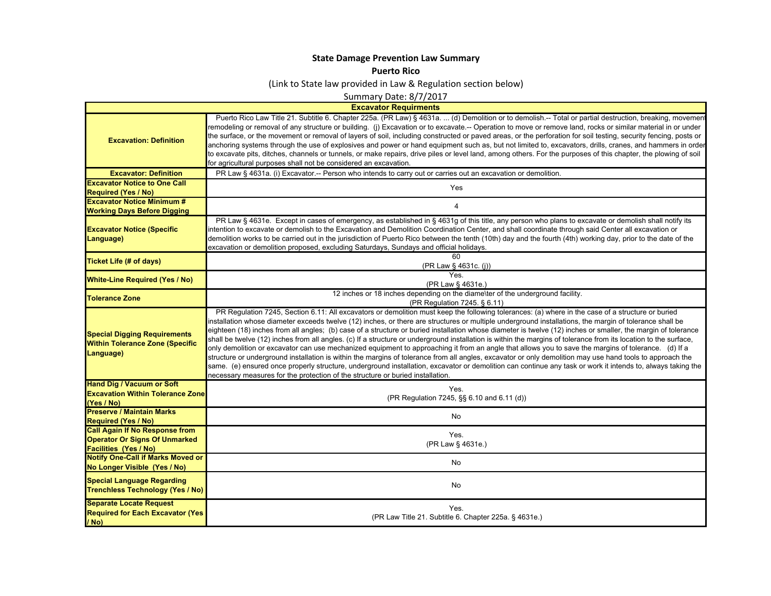**State Damage Prevention Law Summary**

**Puerto Rico**

(Link to State law provided in Law & Regulation section below)

Summary Date: 8/7/2017

| **Excavator Requirments** | |
|---|---|
| **Excavation: Definition** | Puerto Rico Law Title 21. Subtitle 6. Chapter 225a. (PR Law) § 4631a. ... (d) Demolition or to demolish.-- Total or partial destruction, breaking, movement remodeling or removal of any structure or building. (j) Excavation or to excavate.-- Operation to move or remove land, rocks or similar material in or under the surface, or the movement or removal of layers of soil, including constructed or paved areas, or the perforation for soil testing, security fencing, posts or anchoring systems through the use of explosives and power or hand equipment such as, but not limited to, excavators, drills, cranes, and hammers in order to excavate pits, ditches, channels or tunnels, or make repairs, drive piles or level land, among others. For the purposes of this chapter, the plowing of soil for agricultural purposes shall not be considered an excavation. |
| **Excavator: Definition** | PR Law § 4631a. (i) Excavator.-- Person who intends to carry out or carries out an excavation or demolition. |
| **Excavator Notice to One Call Required (Yes / No)** | Yes |
| **Excavator Notice Minimum # Working Days Before Digging** | 4 |
| **Excavator Notice (Specific Language)** | PR Law § 4631e. Except in cases of emergency, as established in § 4631g of this title, any person who plans to excavate or demolish shall notify its intention to excavate or demolish to the Excavation and Demolition Coordination Center, and shall coordinate through said Center all excavation or demolition works to be carried out in the jurisdiction of Puerto Rico between the tenth (10th) day and the fourth (4th) working day, prior to the date of the excavation or demolition proposed, excluding Saturdays, Sundays and official holidays. |
| **Ticket Life (# of days)** | 60<br>(PR Law § 4631c. (j)) |
| **White-Line Required (Yes / No)** | Yes.<br>(PR Law § 4631e.) |
| **Tolerance Zone** | 12 inches or 18 inches depending on the diame\ter of the underground facility.<br>(PR Regulation 7245. § 6.11) |
| **Special Digging Requirements Within Tolerance Zone (Specific Language)** | PR Regulation 7245, Section 6.11: All excavators or demolition must keep the following tolerances: (a) where in the case of a structure or buried installation whose diameter exceeds twelve (12) inches, or there are structures or multiple underground installations, the margin of tolerance shall be eighteen (18) inches from all angles; (b) case of a structure or buried installation whose diameter is twelve (12) inches or smaller, the margin of tolerance shall be twelve (12) inches from all angles. (c) If a structure or underground installation is within the margins of tolerance from its location to the surface, only demolition or excavator can use mechanized equipment to approaching it from an angle that allows you to save the margins of tolerance. (d) If a structure or underground installation is within the margins of tolerance from all angles, excavator or only demolition may use hand tools to approach the same. (e) ensured once properly structure, underground installation, excavator or demolition can continue any task or work it intends to, always taking the necessary measures for the protection of the structure or buried installation. |
| **Hand Dig / Vacuum or Soft Excavation Within Tolerance Zone (Yes / No)** | Yes.<br>(PR Regulation 7245, §§ 6.10 and 6.11 (d)) |
| **Preserve / Maintain Marks Required (Yes / No)** | No |
| **Call Again If No Response from Operator Or Signs Of Unmarked Facilities (Yes / No)** | Yes.<br>(PR Law § 4631e.) |
| **Notify One-Call if Marks Moved or No Longer Visible (Yes / No)** | No |
| **Special Language Regarding Trenchless Technology (Yes / No)** | No |
| **Separate Locate Request Required for Each Excavator (Yes / No)** | Yes.<br>(PR Law Title 21. Subtitle 6. Chapter 225a. § 4631e.) |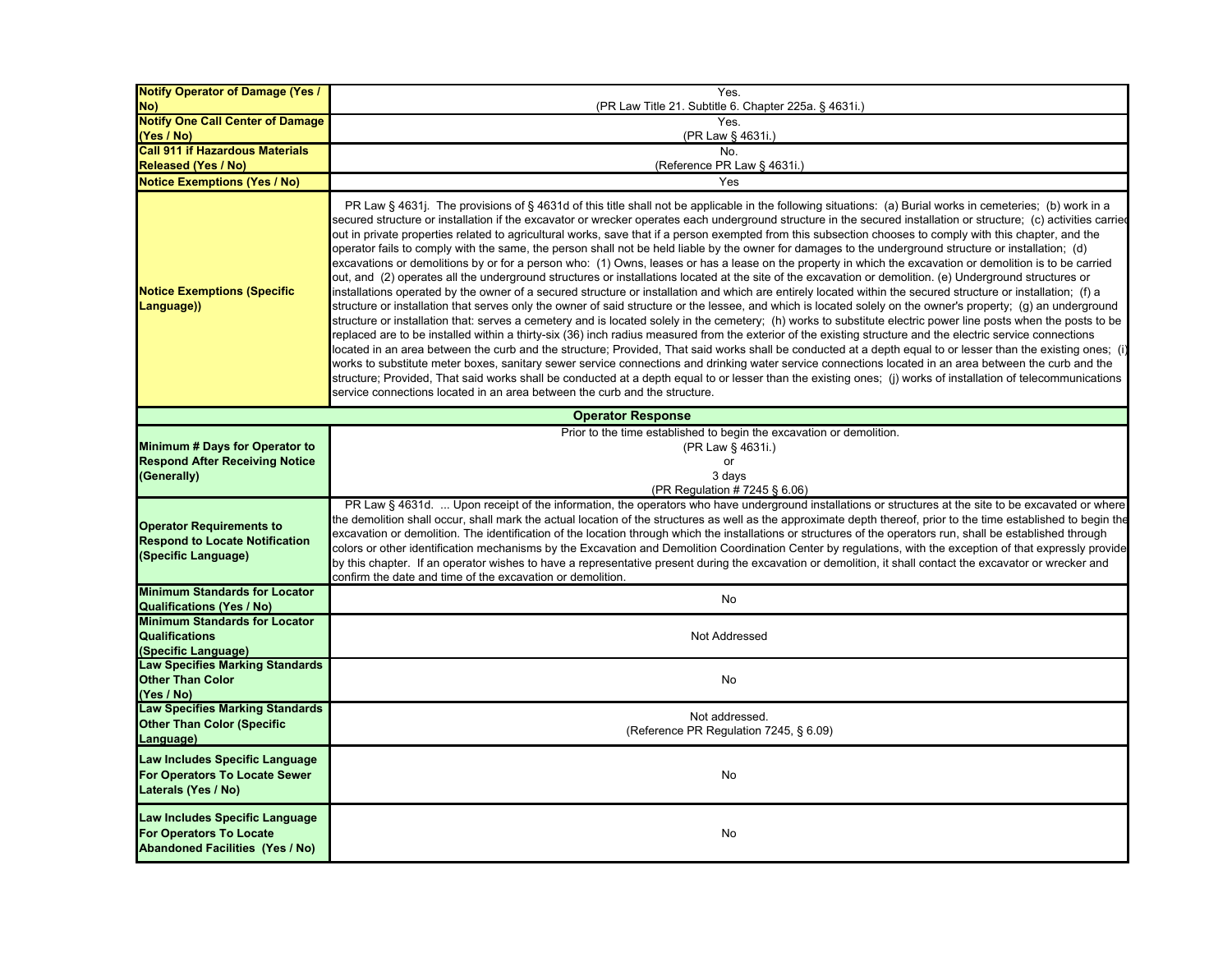| | |
|---|---|
| **Notify Operator of Damage (Yes / No)** | Yes.<br>(PR Law Title 21. Subtitle 6. Chapter 225a. § 4631i.) |
| **Notify One Call Center of Damage (Yes / No)** | Yes.<br>(PR Law § 4631i.) |
| **Call 911 if Hazardous Materials Released (Yes / No)** | No.<br>(Reference PR Law § 4631i.) |
| **Notice Exemptions (Yes / No)** | Yes |
| **Notice Exemptions (Specific Language))** | PR Law § 4631j. The provisions of § 4631d of this title shall not be applicable in the following situations: (a) Burial works in cemeteries; (b) work in a secured structure or installation if the excavator or wrecker operates each underground structure in the secured installation or structure; (c) activities carried out in private properties related to agricultural works, save that if a person exempted from this subsection chooses to comply with this chapter, and the operator fails to comply with the same, the person shall not be held liable by the owner for damages to the underground structure or installation; (d) excavations or demolitions by or for a person who: (1) Owns, leases or has a lease on the property in which the excavation or demolition is to be carried out, and (2) operates all the underground structures or installations located at the site of the excavation or demolition. (e) Underground structures or installations operated by the owner of a secured structure or installation and which are entirely located within the secured structure or installation; (f) a structure or installation that serves only the owner of said structure or the lessee, and which is located solely on the owner's property; (g) an underground structure or installation that: serves a cemetery and is located solely in the cemetery; (h) works to substitute electric power line posts when the posts to be replaced are to be installed within a thirty-six (36) inch radius measured from the exterior of the existing structure and the electric service connections located in an area between the curb and the structure; Provided, That said works shall be conducted at a depth equal to or lesser than the existing ones; (i) works to substitute meter boxes, sanitary sewer service connections and drinking water service connections located in an area between the curb and the structure; Provided, That said works shall be conducted at a depth equal to or lesser than the existing ones; (j) works of installation of telecommunications service connections located in an area between the curb and the structure. |
| **Operator Response** | |
| **Minimum # Days for Operator to Respond After Receiving Notice (Generally)** | Prior to the time established to begin the excavation or demolition.<br>(PR Law § 4631i.)<br>or<br>3 days<br>(PR Regulation # 7245 § 6.06) |
| **Operator Requirements to Respond to Locate Notification (Specific Language)** | PR Law § 4631d. ... Upon receipt of the information, the operators who have underground installations or structures at the site to be excavated or where the demolition shall occur, shall mark the actual location of the structures as well as the approximate depth thereof, prior to the time established to begin the excavation or demolition. The identification of the location through which the installations or structures of the operators run, shall be established through colors or other identification mechanisms by the Excavation and Demolition Coordination Center by regulations, with the exception of that expressly provided by this chapter. If an operator wishes to have a representative present during the excavation or demolition, it shall contact the excavator or wrecker and confirm the date and time of the excavation or demolition. |
| **Minimum Standards for Locator Qualifications (Yes / No)** | No |
| **Minimum Standards for Locator Qualifications (Specific Language)** | Not Addressed |
| **Law Specifies Marking Standards Other Than Color (Yes / No)** | No |
| **Law Specifies Marking Standards Other Than Color (Specific Language)** | Not addressed.<br>(Reference PR Regulation 7245, § 6.09) |
| **Law Includes Specific Language For Operators To Locate Sewer Laterals (Yes / No)** | No |
| **Law Includes Specific Language For Operators To Locate Abandoned Facilities (Yes / No)** | No |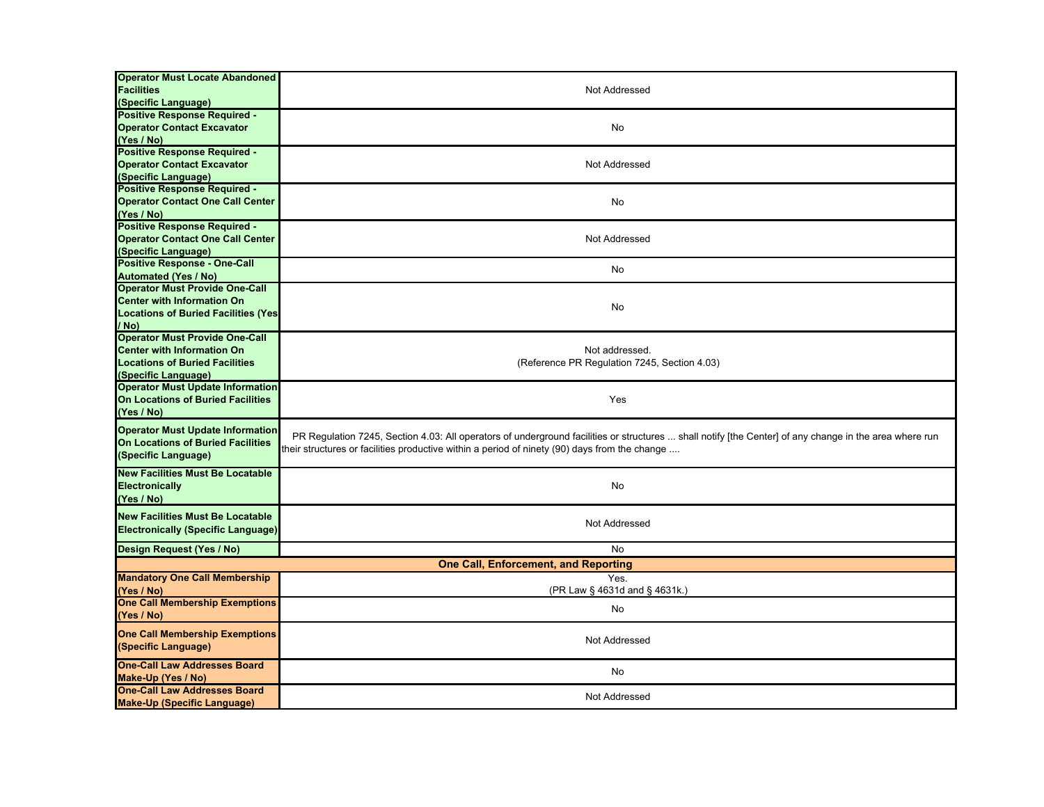| | |
|---|---|
| **Operator Must Locate Abandoned Facilities (Specific Language)** | Not Addressed |
| **Positive Response Required - Operator Contact Excavator (Yes / No)** | No |
| **Positive Response Required - Operator Contact Excavator (Specific Language)** | Not Addressed |
| **Positive Response Required - Operator Contact One Call Center (Yes / No)** | No |
| **Positive Response Required - Operator Contact One Call Center (Specific Language)** | Not Addressed |
| **Positive Response - One-Call Automated (Yes / No)** | No |
| **Operator Must Provide One-Call Center with Information On Locations of Buried Facilities (Yes / No)** | No |
| **Operator Must Provide One-Call Center with Information On Locations of Buried Facilities (Specific Language)** | Not addressed.<br>(Reference PR Regulation 7245, Section 4.03) |
| **Operator Must Update Information On Locations of Buried Facilities (Yes / No)** | Yes |
| **Operator Must Update Information On Locations of Buried Facilities (Specific Language)** | PR Regulation 7245, Section 4.03: All operators of underground facilities or structures ... shall notify [the Center] of any change in the area where run their structures or facilities productive within a period of ninety (90) days from the change .... |
| **New Facilities Must Be Locatable Electronically (Yes / No)** | No |
| **New Facilities Must Be Locatable Electronically (Specific Language)** | Not Addressed |
| **Design Request (Yes / No)** | No |
| **One Call, Enforcement, and Reporting** | |
| **Mandatory One Call Membership (Yes / No)** | Yes.<br>(PR Law § 4631d and § 4631k.) |
| **One Call Membership Exemptions (Yes / No)** | No |
| **One Call Membership Exemptions (Specific Language)** | Not Addressed |
| **One-Call Law Addresses Board Make-Up (Yes / No)** | No |
| **One-Call Law Addresses Board Make-Up (Specific Language)** | Not Addressed |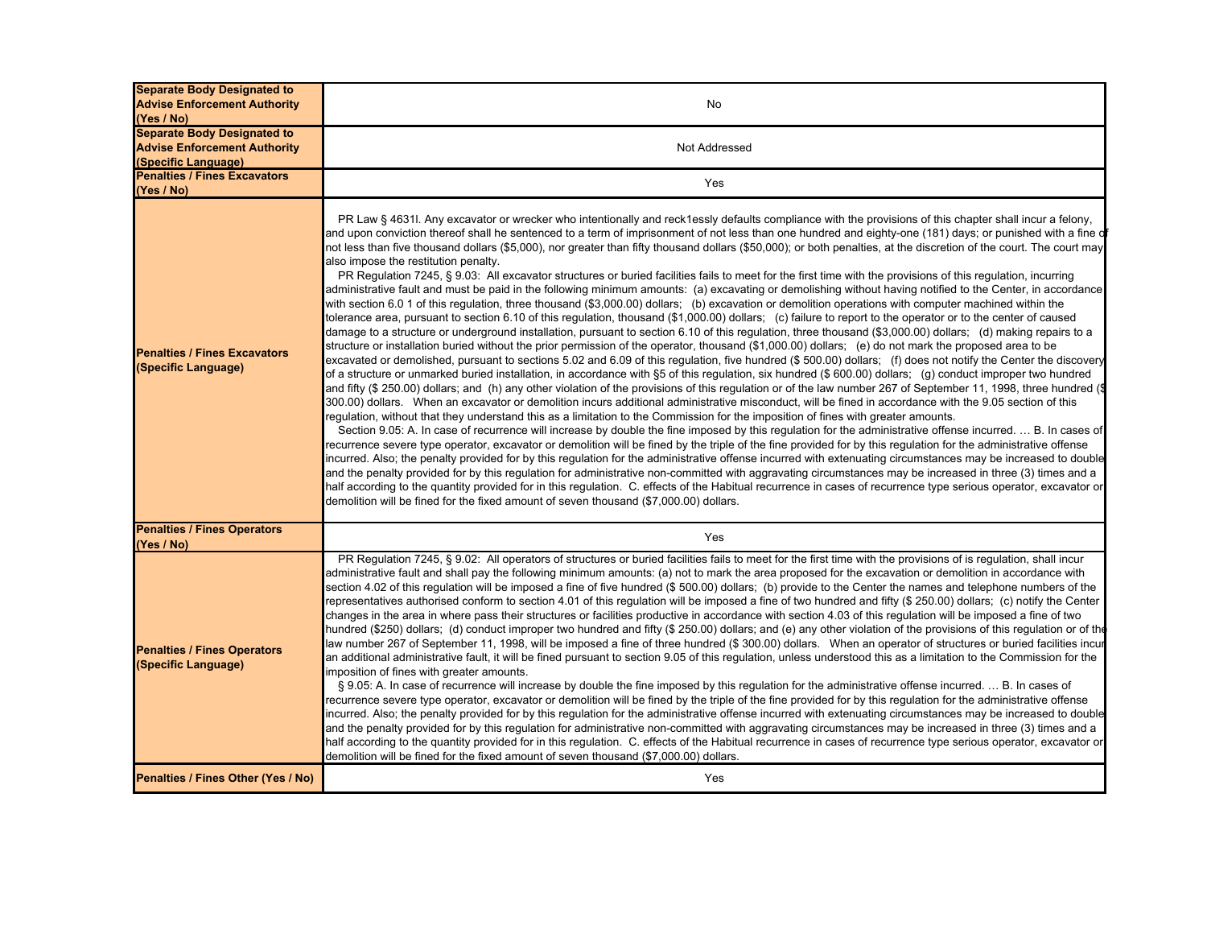| | |
|---|---|
| **Separate Body Designated to Advise Enforcement Authority (Yes / No)** | No |
| **Separate Body Designated to Advise Enforcement Authority (Specific Language)** | Not Addressed |
| **Penalties / Fines Excavators (Yes / No)** | Yes |
| **Penalties / Fines Excavators (Specific Language)** | PR Law § 4631l. Any excavator or wrecker who intentionally and reck1essly defaults compliance with the provisions of this chapter shall incur a felony, and upon conviction thereof shall he sentenced to a term of imprisonment of not less than one hundred and eighty-one (181) days; or punished with a fine of not less than five thousand dollars ($5,000), nor greater than fifty thousand dollars ($50,000); or both penalties, at the discretion of the court. The court may also impose the restitution penalty.<br>PR Regulation 7245, § 9.03: All excavator structures or buried facilities fails to meet for the first time with the provisions of this regulation, incurring administrative fault and must be paid in the following minimum amounts: (a) excavating or demolishing without having notified to the Center, in accordance with section 6.0 1 of this regulation, three thousand ($3,000.00) dollars; (b) excavation or demolition operations with computer machined within the tolerance area, pursuant to section 6.10 of this regulation, thousand ($1,000.00) dollars; (c) failure to report to the operator or to the center of caused damage to a structure or underground installation, pursuant to section 6.10 of this regulation, three thousand ($3,000.00) dollars; (d) making repairs to a structure or installation buried without the prior permission of the operator, thousand ($1,000.00) dollars; (e) do not mark the proposed area to be excavated or demolished, pursuant to sections 5.02 and 6.09 of this regulation, five hundred ($ 500.00) dollars; (f) does not notify the Center the discovery of a structure or unmarked buried installation, in accordance with §5 of this regulation, six hundred ($ 600.00) dollars; (g) conduct improper two hundred and fifty ($ 250.00) dollars; and (h) any other violation of the provisions of this regulation or of the law number 267 of September 11, 1998, three hundred ($ 300.00) dollars. When an excavator or demolition incurs additional administrative misconduct, will be fined in accordance with the 9.05 section of this regulation, without that they understand this as a limitation to the Commission for the imposition of fines with greater amounts.<br>Section 9.05: A. In case of recurrence will increase by double the fine imposed by this regulation for the administrative offense incurred. … B. In cases of recurrence severe type operator, excavator or demolition will be fined by the triple of the fine provided for by this regulation for the administrative offense incurred. Also; the penalty provided for by this regulation for the administrative offense incurred with extenuating circumstances may be increased to double and the penalty provided for by this regulation for administrative non-committed with aggravating circumstances may be increased in three (3) times and a half according to the quantity provided for in this regulation. C. effects of the Habitual recurrence in cases of recurrence type serious operator, excavator or demolition will be fined for the fixed amount of seven thousand ($7,000.00) dollars. |
| **Penalties / Fines Operators (Yes / No)** | Yes |
| **Penalties / Fines Operators (Specific Language)** | PR Regulation 7245, § 9.02: All operators of structures or buried facilities fails to meet for the first time with the provisions of is regulation, shall incur administrative fault and shall pay the following minimum amounts: (a) not to mark the area proposed for the excavation or demolition in accordance with section 4.02 of this regulation will be imposed a fine of five hundred ($ 500.00) dollars; (b) provide to the Center the names and telephone numbers of the representatives authorised conform to section 4.01 of this regulation will be imposed a fine of two hundred and fifty ($ 250.00) dollars; (c) notify the Center changes in the area in where pass their structures or facilities productive in accordance with section 4.03 of this regulation will be imposed a fine of two hundred ($250) dollars; (d) conduct improper two hundred and fifty ($ 250.00) dollars; and (e) any other violation of the provisions of this regulation or of the law number 267 of September 11, 1998, will be imposed a fine of three hundred ($ 300.00) dollars. When an operator of structures or buried facilities incur an additional administrative fault, it will be fined pursuant to section 9.05 of this regulation, unless understood this as a limitation to the Commission for the imposition of fines with greater amounts.<br>§ 9.05: A. In case of recurrence will increase by double the fine imposed by this regulation for the administrative offense incurred. … B. In cases of recurrence severe type operator, excavator or demolition will be fined by the triple of the fine provided for by this regulation for the administrative offense incurred. Also; the penalty provided for by this regulation for the administrative offense incurred with extenuating circumstances may be increased to double and the penalty provided for by this regulation for administrative non-committed with aggravating circumstances may be increased in three (3) times and a half according to the quantity provided for in this regulation. C. effects of the Habitual recurrence in cases of recurrence type serious operator, excavator or demolition will be fined for the fixed amount of seven thousand ($7,000.00) dollars. |
| **Penalties / Fines Other (Yes / No)** | Yes |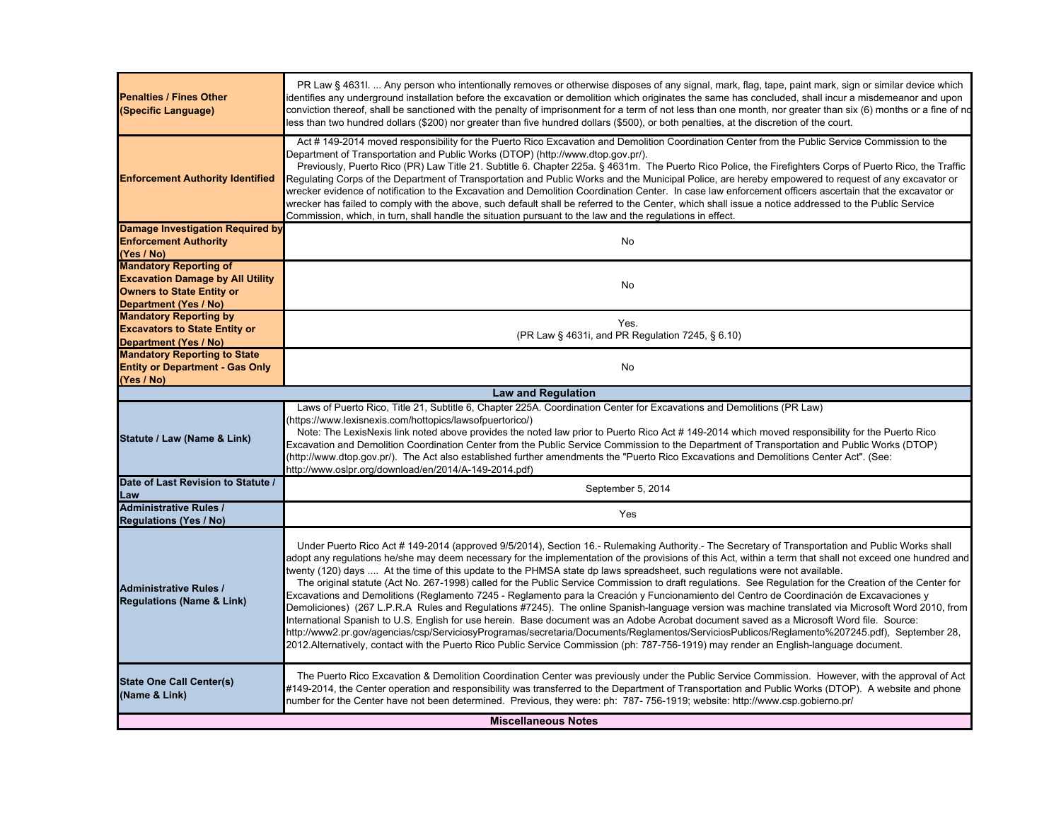| | |
|---|---|
| **Penalties / Fines Other (Specific Language)** | PR Law § 4631l. ... Any person who intentionally removes or otherwise disposes of any signal, mark, flag, tape, paint mark, sign or similar device which identifies any underground installation before the excavation or demolition which originates the same has concluded, shall incur a misdemeanor and upon conviction thereof, shall be sanctioned with the penalty of imprisonment for a term of not less than one month, nor greater than six (6) months or a fine of no less than two hundred dollars ($200) nor greater than five hundred dollars ($500), or both penalties, at the discretion of the court. |
| **Enforcement Authority Identified** | Act # 149-2014 moved responsibility for the Puerto Rico Excavation and Demolition Coordination Center from the Public Service Commission to the Department of Transportation and Public Works (DTOP) (http://www.dtop.gov.pr/). Previously, Puerto Rico (PR) Law Title 21. Subtitle 6. Chapter 225a. § 4631m. The Puerto Rico Police, the Firefighters Corps of Puerto Rico, the Traffic Regulating Corps of the Department of Transportation and Public Works and the Municipal Police, are hereby empowered to request of any excavator or wrecker evidence of notification to the Excavation and Demolition Coordination Center. In case law enforcement officers ascertain that the excavator or wrecker has failed to comply with the above, such default shall be referred to the Center, which shall issue a notice addressed to the Public Service Commission, which, in turn, shall handle the situation pursuant to the law and the regulations in effect. |
| **Damage Investigation Required by Enforcement Authority (Yes / No)** | No |
| **Mandatory Reporting of Excavation Damage by All Utility Owners to State Entity or Department (Yes / No)** | No |
| **Mandatory Reporting by Excavators to State Entity or Department (Yes / No)** | Yes. (PR Law § 4631i, and PR Regulation 7245, § 6.10) |
| **Mandatory Reporting to State Entity or Department - Gas Only (Yes / No)** | No |
| **Law and Regulation** | |
| **Statute / Law (Name & Link)** | Laws of Puerto Rico, Title 21, Subtitle 6, Chapter 225A. Coordination Center for Excavations and Demolitions (PR Law) (https://www.lexisnexis.com/hottopics/lawsofpuertorico/) Note: The LexisNexis link noted above provides the noted law prior to Puerto Rico Act # 149-2014 which moved responsibility for the Puerto Rico Excavation and Demolition Coordination Center from the Public Service Commission to the Department of Transportation and Public Works (DTOP) (http://www.dtop.gov.pr/). The Act also established further amendments the "Puerto Rico Excavations and Demolitions Center Act". (See: http://www.oslpr.org/download/en/2014/A-149-2014.pdf) |
| **Date of Last Revision to Statute / Law** | September 5, 2014 |
| **Administrative Rules / Regulations (Yes / No)** | Yes |
| **Administrative Rules / Regulations (Name & Link)** | Under Puerto Rico Act # 149-2014 (approved 9/5/2014), Section 16.- Rulemaking Authority.- The Secretary of Transportation and Public Works shall adopt any regulations he/she may deem necessary for the implementation of the provisions of this Act, within a term that shall not exceed one hundred and twenty (120) days .... At the time of this update to the PHMSA state dp laws spreadsheet, such regulations were not available. The original statute (Act No. 267-1998) called for the Public Service Commission to draft regulations. See Regulation for the Creation of the Center for Excavations and Demolitions (Reglamento 7245 - Reglamento para la Creación y Funcionamiento del Centro de Coordinación de Excavaciones y Demoliciones) (267 L.P.R.A Rules and Regulations #7245). The online Spanish-language version was machine translated via Microsoft Word 2010, from International Spanish to U.S. English for use herein. Base document was an Adobe Acrobat document saved as a Microsoft Word file. Source: http://www2.pr.gov/agencias/csp/ServiciosyProgramas/secretaria/Documents/Reglamentos/ServiciosPublicos/Reglamento%207245.pdf), September 28, 2012.Alternatively, contact with the Puerto Rico Public Service Commission (ph: 787-756-1919) may render an English-language document. |
| **State One Call Center(s) (Name & Link)** | The Puerto Rico Excavation & Demolition Coordination Center was previously under the Public Service Commission. However, with the approval of Act #149-2014, the Center operation and responsibility was transferred to the Department of Transportation and Public Works (DTOP). A website and phone number for the Center have not been determined. Previous, they were: ph: 787- 756-1919; website: http://www.csp.gobierno.pr/ |
| **Miscellaneous Notes** | |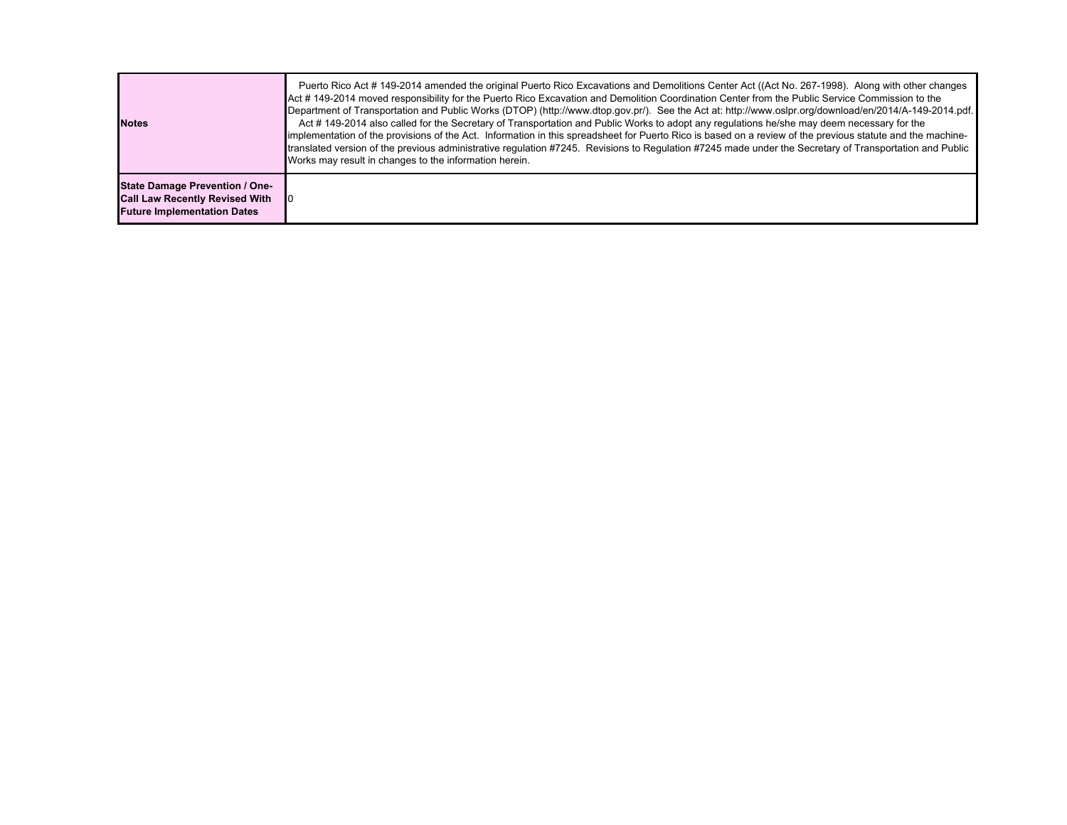| | |
|---|---|
| **Notes** | Puerto Rico Act # 149-2014 amended the original Puerto Rico Excavations and Demolitions Center Act ((Act No. 267-1998). Along with other changes Act # 149-2014 moved responsibility for the Puerto Rico Excavation and Demolition Coordination Center from the Public Service Commission to the Department of Transportation and Public Works (DTOP) (http://www.dtop.gov.pr/). See the Act at: http://www.oslpr.org/download/en/2014/A-149-2014.pdf. Act # 149-2014 also called for the Secretary of Transportation and Public Works to adopt any regulations he/she may deem necessary for the implementation of the provisions of the Act. Information in this spreadsheet for Puerto Rico is based on a review of the previous statute and the machine-translated version of the previous administrative regulation #7245. Revisions to Regulation #7245 made under the Secretary of Transportation and Public Works may result in changes to the information herein. |
| **State Damage Prevention / One-Call Law Recently Revised With Future Implementation Dates** | 0 |